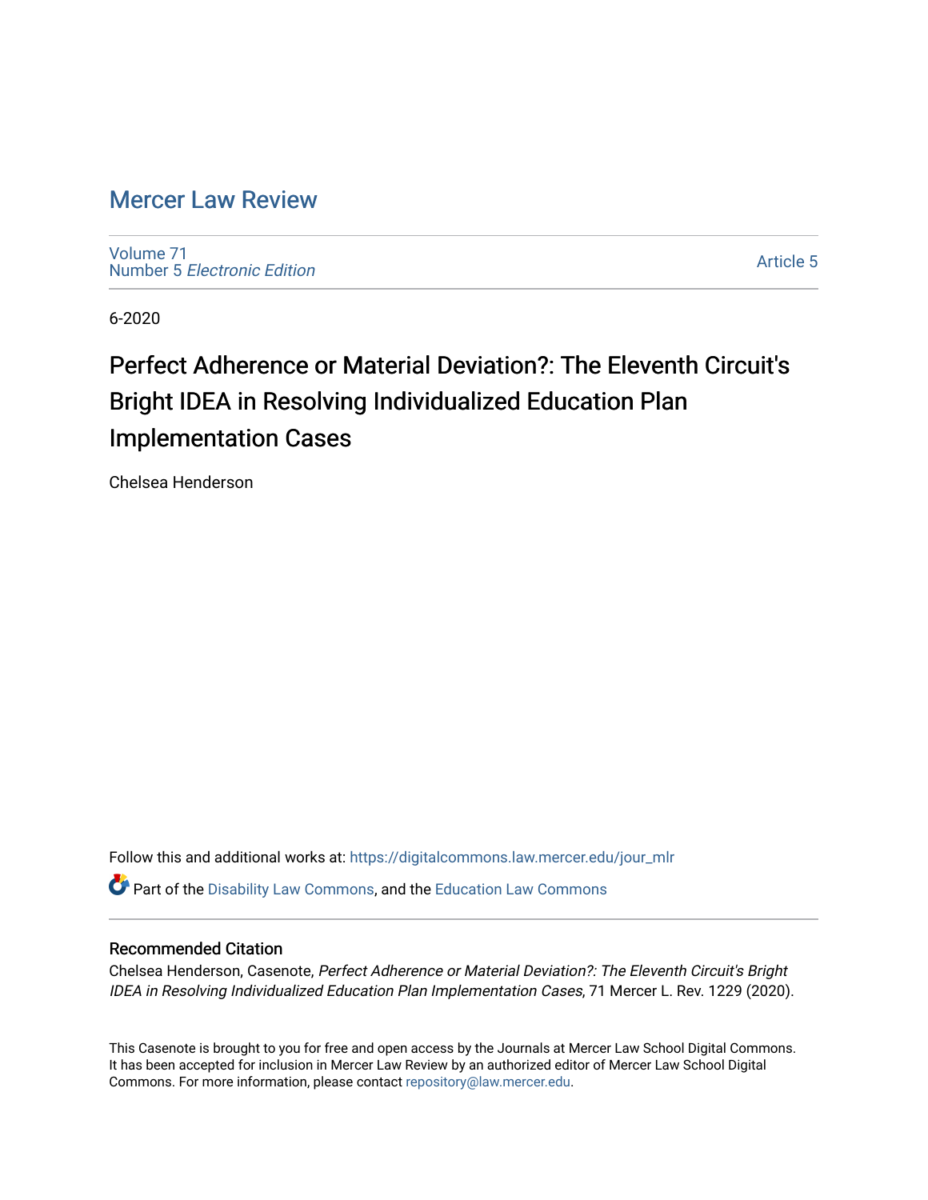# Mercer Law Review

Volume 71
Number 5 *Electronic Edition*

Article 5

6-2020

## Perfect Adherence or Material Deviation?: The Eleventh Circuit's Bright IDEA in Resolving Individualized Education Plan Implementation Cases

Chelsea Henderson

Follow this and additional works at: https://digitalcommons.law.mercer.edu/jour_mlr

Part of the Disability Law Commons, and the Education Law Commons

### Recommended Citation

Chelsea Henderson, Casenote, *Perfect Adherence or Material Deviation?: The Eleventh Circuit's Bright IDEA in Resolving Individualized Education Plan Implementation Cases*, 71 Mercer L. Rev. 1229 (2020).

This Casenote is brought to you for free and open access by the Journals at Mercer Law School Digital Commons. It has been accepted for inclusion in Mercer Law Review by an authorized editor of Mercer Law School Digital Commons. For more information, please contact repository@law.mercer.edu.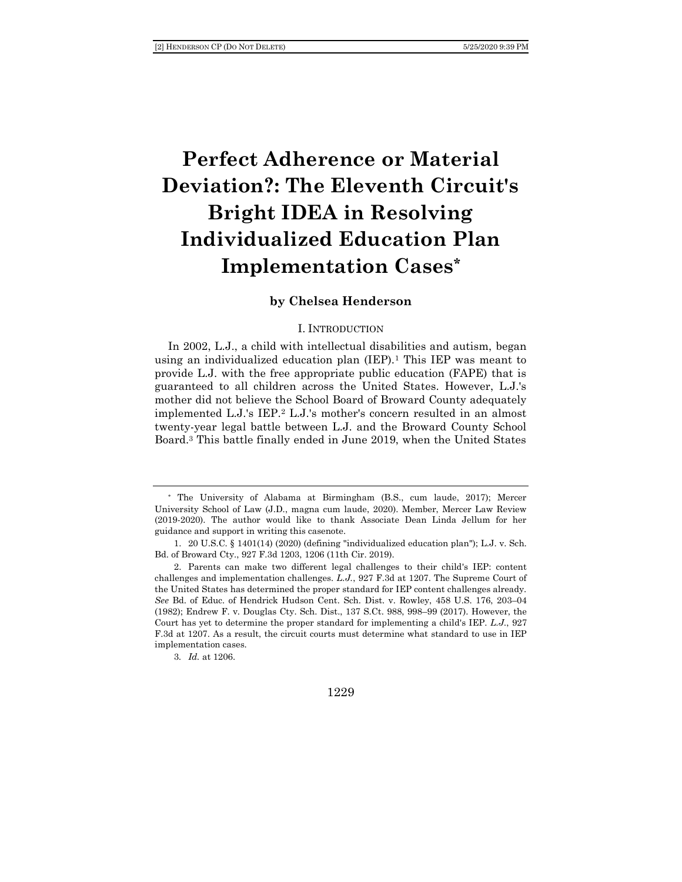# Perfect Adherence or Material Deviation?: The Eleventh Circuit's Bright IDEA in Resolving Individualized Education Plan Implementation Cases*

**by Chelsea Henderson**

## I. INTRODUCTION

In 2002, L.J., a child with intellectual disabilities and autism, began using an individualized education plan (IEP).[1] This IEP was meant to provide L.J. with the free appropriate public education (FAPE) that is guaranteed to all children across the United States. However, L.J.'s mother did not believe the School Board of Broward County adequately implemented L.J.'s IEP.[2] L.J.'s mother's concern resulted in an almost twenty-year legal battle between L.J. and the Broward County School Board.[3] This battle finally ended in June 2019, when the United States

---

\* The University of Alabama at Birmingham (B.S., cum laude, 2017); Mercer University School of Law (J.D., magna cum laude, 2020). Member, Mercer Law Review (2019-2020). The author would like to thank Associate Dean Linda Jellum for her guidance and support in writing this casenote.

1. 20 U.S.C. § 1401(14) (2020) (defining "individualized education plan"); L.J. v. Sch. Bd. of Broward Cty., 927 F.3d 1203, 1206 (11th Cir. 2019).

2. Parents can make two different legal challenges to their child's IEP: content challenges and implementation challenges. *L.J.*, 927 F.3d at 1207. The Supreme Court of the United States has determined the proper standard for IEP content challenges already. *See* Bd. of Educ. of Hendrick Hudson Cent. Sch. Dist. v. Rowley, 458 U.S. 176, 203–04 (1982); Endrew F. v. Douglas Cty. Sch. Dist., 137 S.Ct. 988, 998–99 (2017). However, the Court has yet to determine the proper standard for implementing a child's IEP. *L.J.*, 927 F.3d at 1207. As a result, the circuit courts must determine what standard to use in IEP implementation cases.

3. *Id.* at 1206.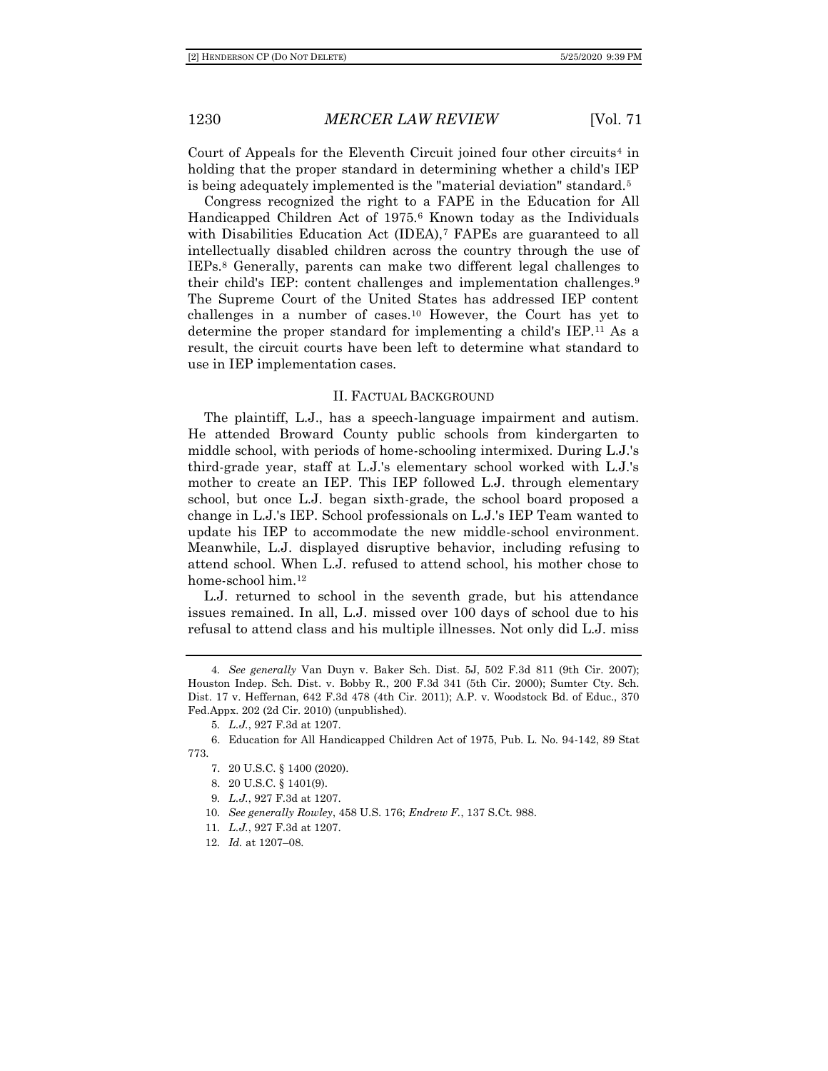Court of Appeals for the Eleventh Circuit joined four other circuits[4] in holding that the proper standard in determining whether a child's IEP is being adequately implemented is the "material deviation" standard.[5]

Congress recognized the right to a FAPE in the Education for All Handicapped Children Act of 1975.[6] Known today as the Individuals with Disabilities Education Act (IDEA),[7] FAPEs are guaranteed to all intellectually disabled children across the country through the use of IEPs.[8] Generally, parents can make two different legal challenges to their child's IEP: content challenges and implementation challenges.[9] The Supreme Court of the United States has addressed IEP content challenges in a number of cases.[10] However, the Court has yet to determine the proper standard for implementing a child's IEP.[11] As a result, the circuit courts have been left to determine what standard to use in IEP implementation cases.

## II. FACTUAL BACKGROUND

The plaintiff, L.J., has a speech-language impairment and autism. He attended Broward County public schools from kindergarten to middle school, with periods of home-schooling intermixed. During L.J.'s third-grade year, staff at L.J.'s elementary school worked with L.J.'s mother to create an IEP. This IEP followed L.J. through elementary school, but once L.J. began sixth-grade, the school board proposed a change in L.J.'s IEP. School professionals on L.J.'s IEP Team wanted to update his IEP to accommodate the new middle-school environment. Meanwhile, L.J. displayed disruptive behavior, including refusing to attend school. When L.J. refused to attend school, his mother chose to home-school him.[12]

L.J. returned to school in the seventh grade, but his attendance issues remained. In all, L.J. missed over 100 days of school due to his refusal to attend class and his multiple illnesses. Not only did L.J. miss

---

4. *See generally* Van Duyn v. Baker Sch. Dist. 5J, 502 F.3d 811 (9th Cir. 2007); Houston Indep. Sch. Dist. v. Bobby R., 200 F.3d 341 (5th Cir. 2000); Sumter Cty. Sch. Dist. 17 v. Heffernan, 642 F.3d 478 (4th Cir. 2011); A.P. v. Woodstock Bd. of Educ., 370 Fed.Appx. 202 (2d Cir. 2010) (unpublished).

5. *L.J.*, 927 F.3d at 1207.

6. Education for All Handicapped Children Act of 1975, Pub. L. No. 94-142, 89 Stat 773.

7. 20 U.S.C. § 1400 (2020).

8. 20 U.S.C. § 1401(9).

9. *L.J.*, 927 F.3d at 1207.

10. *See generally Rowley*, 458 U.S. 176; *Endrew F.*, 137 S.Ct. 988.

11. *L.J.*, 927 F.3d at 1207.

12. *Id.* at 1207–08.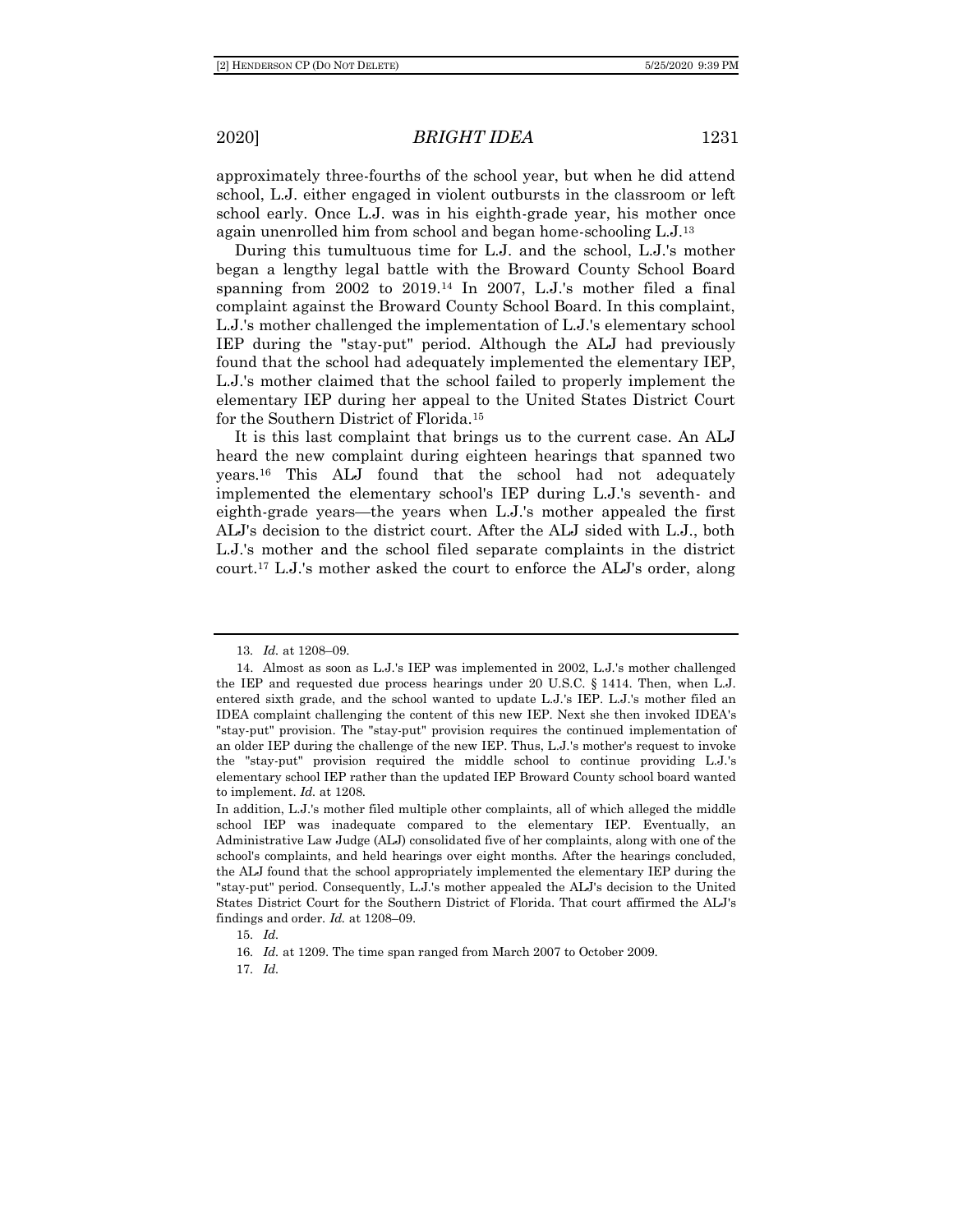approximately three-fourths of the school year, but when he did attend school, L.J. either engaged in violent outbursts in the classroom or left school early. Once L.J. was in his eighth-grade year, his mother once again unenrolled him from school and began home-schooling L.J.[13]

During this tumultuous time for L.J. and the school, L.J.'s mother began a lengthy legal battle with the Broward County School Board spanning from 2002 to 2019.[14] In 2007, L.J.'s mother filed a final complaint against the Broward County School Board. In this complaint, L.J.'s mother challenged the implementation of L.J.'s elementary school IEP during the "stay-put" period. Although the ALJ had previously found that the school had adequately implemented the elementary IEP, L.J.'s mother claimed that the school failed to properly implement the elementary IEP during her appeal to the United States District Court for the Southern District of Florida.[15]

It is this last complaint that brings us to the current case. An ALJ heard the new complaint during eighteen hearings that spanned two years.[16] This ALJ found that the school had not adequately implemented the elementary school's IEP during L.J.'s seventh- and eighth-grade years—the years when L.J.'s mother appealed the first ALJ's decision to the district court. After the ALJ sided with L.J., both L.J.'s mother and the school filed separate complaints in the district court.[17] L.J.'s mother asked the court to enforce the ALJ's order, along

---

13. *Id.* at 1208–09.

14. Almost as soon as L.J.'s IEP was implemented in 2002, L.J.'s mother challenged the IEP and requested due process hearings under 20 U.S.C. § 1414. Then, when L.J. entered sixth grade, and the school wanted to update L.J.'s IEP. L.J.'s mother filed an IDEA complaint challenging the content of this new IEP. Next she then invoked IDEA's "stay-put" provision. The "stay-put" provision requires the continued implementation of an older IEP during the challenge of the new IEP. Thus, L.J.'s mother's request to invoke the "stay-put" provision required the middle school to continue providing L.J.'s elementary school IEP rather than the updated IEP Broward County school board wanted to implement. *Id.* at 1208.

In addition, L.J.'s mother filed multiple other complaints, all of which alleged the middle school IEP was inadequate compared to the elementary IEP. Eventually, an Administrative Law Judge (ALJ) consolidated five of her complaints, along with one of the school's complaints, and held hearings over eight months. After the hearings concluded, the ALJ found that the school appropriately implemented the elementary IEP during the "stay-put" period. Consequently, L.J.'s mother appealed the ALJ's decision to the United States District Court for the Southern District of Florida. That court affirmed the ALJ's findings and order. *Id.* at 1208–09.

15. *Id.*

16. *Id.* at 1209. The time span ranged from March 2007 to October 2009.

17. *Id.*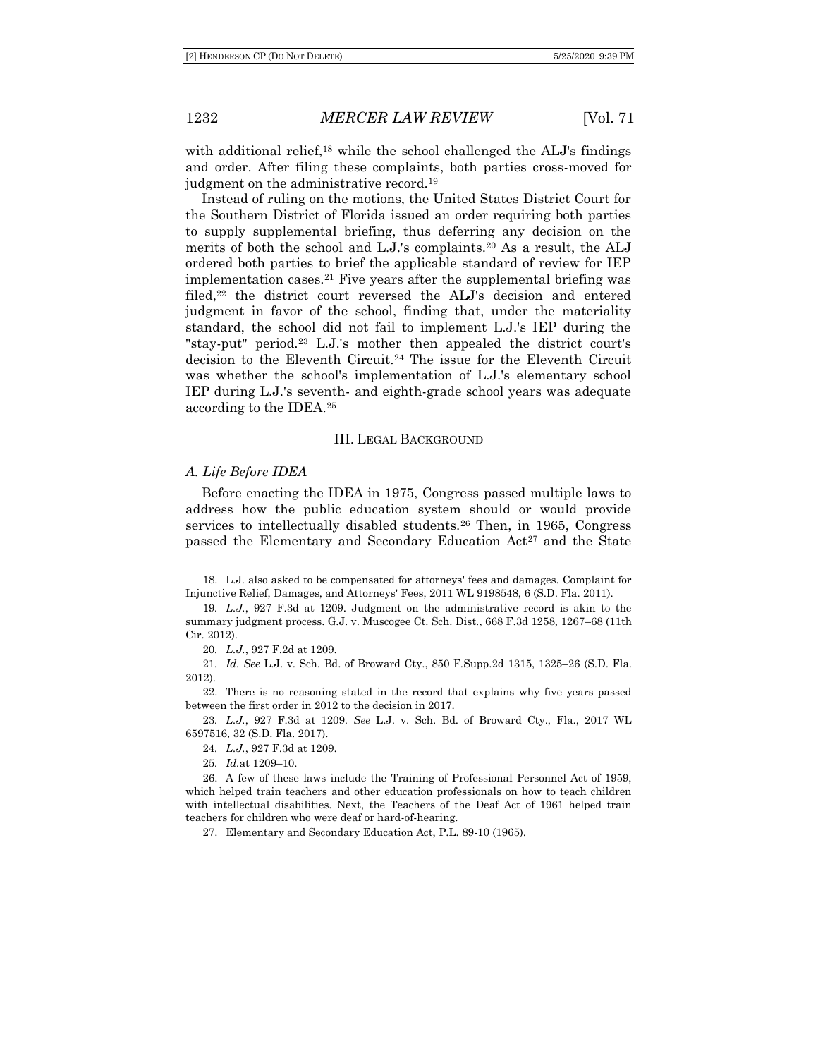with additional relief,[18] while the school challenged the ALJ's findings and order. After filing these complaints, both parties cross-moved for judgment on the administrative record.[19]

Instead of ruling on the motions, the United States District Court for the Southern District of Florida issued an order requiring both parties to supply supplemental briefing, thus deferring any decision on the merits of both the school and L.J.'s complaints.[20] As a result, the ALJ ordered both parties to brief the applicable standard of review for IEP implementation cases.[21] Five years after the supplemental briefing was filed,[22] the district court reversed the ALJ's decision and entered judgment in favor of the school, finding that, under the materiality standard, the school did not fail to implement L.J.'s IEP during the "stay-put" period.[23] L.J.'s mother then appealed the district court's decision to the Eleventh Circuit.[24] The issue for the Eleventh Circuit was whether the school's implementation of L.J.'s elementary school IEP during L.J.'s seventh- and eighth-grade school years was adequate according to the IDEA.[25]

## III. Legal Background

### *A. Life Before IDEA*

Before enacting the IDEA in 1975, Congress passed multiple laws to address how the public education system should or would provide services to intellectually disabled students.[26] Then, in 1965, Congress passed the Elementary and Secondary Education Act[27] and the State

---

18. L.J. also asked to be compensated for attorneys' fees and damages. Complaint for Injunctive Relief, Damages, and Attorneys' Fees, 2011 WL 9198548, 6 (S.D. Fla. 2011).

19. *L.J.*, 927 F.3d at 1209. Judgment on the administrative record is akin to the summary judgment process. G.J. v. Muscogee Ct. Sch. Dist., 668 F.3d 1258, 1267–68 (11th Cir. 2012).

20. *L.J.*, 927 F.2d at 1209.

21. *Id. See* L.J. v. Sch. Bd. of Broward Cty., 850 F.Supp.2d 1315, 1325–26 (S.D. Fla. 2012).

22. There is no reasoning stated in the record that explains why five years passed between the first order in 2012 to the decision in 2017.

23. *L.J.*, 927 F.3d at 1209. *See* L.J. v. Sch. Bd. of Broward Cty., Fla., 2017 WL 6597516, 32 (S.D. Fla. 2017).

24. *L.J.*, 927 F.3d at 1209.

25. *Id.* at 1209–10.

26. A few of these laws include the Training of Professional Personnel Act of 1959, which helped train teachers and other education professionals on how to teach children with intellectual disabilities. Next, the Teachers of the Deaf Act of 1961 helped train teachers for children who were deaf or hard-of-hearing.

27. Elementary and Secondary Education Act, P.L. 89-10 (1965).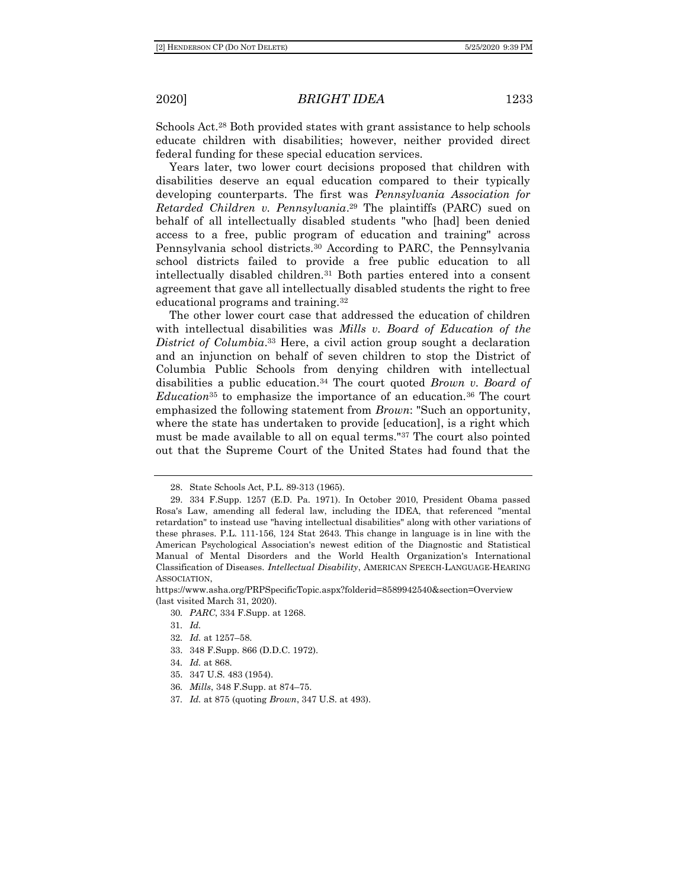Schools Act.[28] Both provided states with grant assistance to help schools educate children with disabilities; however, neither provided direct federal funding for these special education services.

Years later, two lower court decisions proposed that children with disabilities deserve an equal education compared to their typically developing counterparts. The first was *Pennsylvania Association for Retarded Children v. Pennsylvania*.[29] The plaintiffs (PARC) sued on behalf of all intellectually disabled students "who [had] been denied access to a free, public program of education and training" across Pennsylvania school districts.[30] According to PARC, the Pennsylvania school districts failed to provide a free public education to all intellectually disabled children.[31] Both parties entered into a consent agreement that gave all intellectually disabled students the right to free educational programs and training.[32]

The other lower court case that addressed the education of children with intellectual disabilities was *Mills v. Board of Education of the District of Columbia*.[33] Here, a civil action group sought a declaration and an injunction on behalf of seven children to stop the District of Columbia Public Schools from denying children with intellectual disabilities a public education.[34] The court quoted *Brown v. Board of Education*[35] to emphasize the importance of an education.[36] The court emphasized the following statement from *Brown*: "Such an opportunity, where the state has undertaken to provide [education], is a right which must be made available to all on equal terms."[37] The court also pointed out that the Supreme Court of the United States had found that the

---

28. State Schools Act, P.L. 89-313 (1965).

29. 334 F.Supp. 1257 (E.D. Pa. 1971). In October 2010, President Obama passed Rosa's Law, amending all federal law, including the IDEA, that referenced "mental retardation" to instead use "having intellectual disabilities" along with other variations of these phrases. P.L. 111-156, 124 Stat 2643. This change in language is in line with the American Psychological Association's newest edition of the Diagnostic and Statistical Manual of Mental Disorders and the World Health Organization's International Classification of Diseases. *Intellectual Disability*, AMERICAN SPEECH-LANGUAGE-HEARING ASSOCIATION, https://www.asha.org/PRPSpecificTopic.aspx?folderid=8589942540&section=Overview (last visited March 31, 2020).

30. *PARC*, 334 F.Supp. at 1268.

31. *Id.*

32. *Id.* at 1257–58.

33. 348 F.Supp. 866 (D.D.C. 1972).

34. *Id.* at 868.

35. 347 U.S. 483 (1954).

36. *Mills*, 348 F.Supp. at 874–75.

37. *Id.* at 875 (quoting *Brown*, 347 U.S. at 493).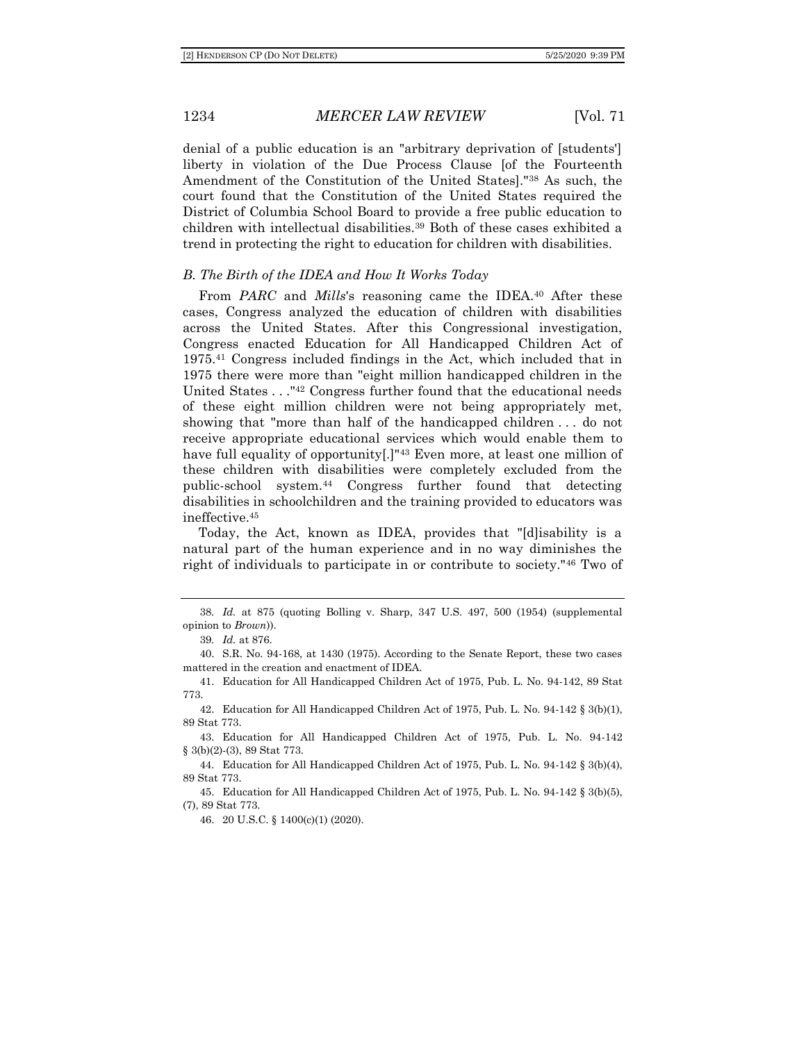denial of a public education is an "arbitrary deprivation of [students'] liberty in violation of the Due Process Clause [of the Fourteenth Amendment of the Constitution of the United States]."[38] As such, the court found that the Constitution of the United States required the District of Columbia School Board to provide a free public education to children with intellectual disabilities.[39] Both of these cases exhibited a trend in protecting the right to education for children with disabilities.

### *B. The Birth of the IDEA and How It Works Today*

From *PARC* and *Mills*'s reasoning came the IDEA.[40] After these cases, Congress analyzed the education of children with disabilities across the United States. After this Congressional investigation, Congress enacted Education for All Handicapped Children Act of 1975.[41] Congress included findings in the Act, which included that in 1975 there were more than "eight million handicapped children in the United States . . ."[42] Congress further found that the educational needs of these eight million children were not being appropriately met, showing that "more than half of the handicapped children . . . do not receive appropriate educational services which would enable them to have full equality of opportunity[.]"[43] Even more, at least one million of these children with disabilities were completely excluded from the public-school system.[44] Congress further found that detecting disabilities in schoolchildren and the training provided to educators was ineffective.[45]

Today, the Act, known as IDEA, provides that "[d]isability is a natural part of the human experience and in no way diminishes the right of individuals to participate in or contribute to society."[46] Two of

---

38. *Id.* at 875 (quoting Bolling v. Sharp, 347 U.S. 497, 500 (1954) (supplemental opinion to *Brown*)).

39. *Id.* at 876.

40. S.R. No. 94-168, at 1430 (1975). According to the Senate Report, these two cases mattered in the creation and enactment of IDEA.

41. Education for All Handicapped Children Act of 1975, Pub. L. No. 94-142, 89 Stat 773.

42. Education for All Handicapped Children Act of 1975, Pub. L. No. 94-142 § 3(b)(1), 89 Stat 773.

43. Education for All Handicapped Children Act of 1975, Pub. L. No. 94-142 § 3(b)(2)-(3), 89 Stat 773.

44. Education for All Handicapped Children Act of 1975, Pub. L. No. 94-142 § 3(b)(4), 89 Stat 773.

45. Education for All Handicapped Children Act of 1975, Pub. L. No. 94-142 § 3(b)(5), (7), 89 Stat 773.

46. 20 U.S.C. § 1400(c)(1) (2020).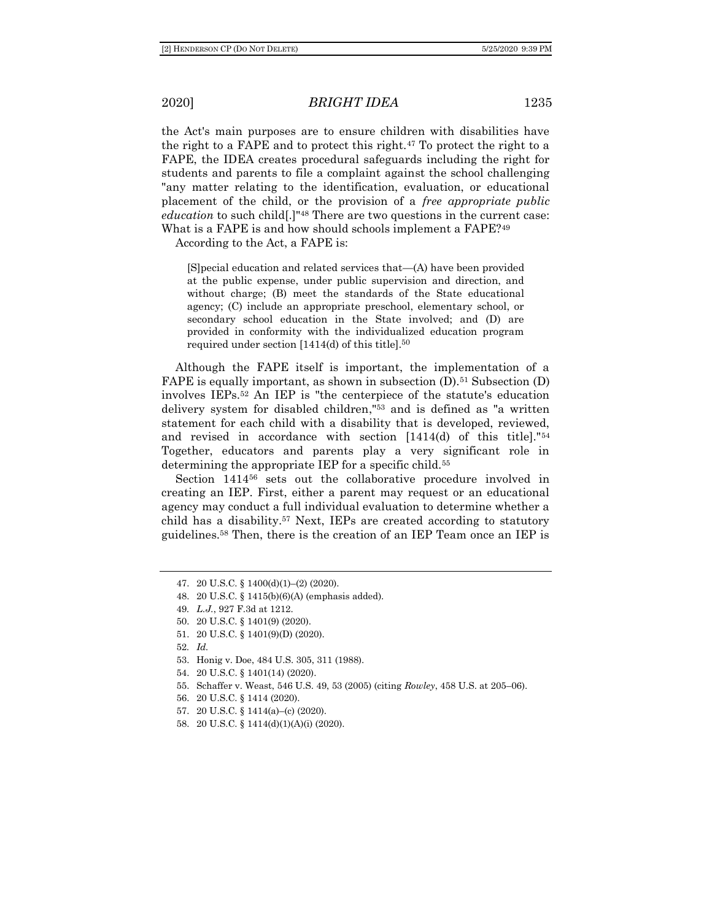the Act's main purposes are to ensure children with disabilities have the right to a FAPE and to protect this right.[47] To protect the right to a FAPE, the IDEA creates procedural safeguards including the right for students and parents to file a complaint against the school challenging "any matter relating to the identification, evaluation, or educational placement of the child, or the provision of a *free appropriate public education* to such child[.]"[48] There are two questions in the current case: What is a FAPE is and how should schools implement a FAPE?[49]

According to the Act, a FAPE is:

> [S]pecial education and related services that—(A) have been provided at the public expense, under public supervision and direction, and without charge; (B) meet the standards of the State educational agency; (C) include an appropriate preschool, elementary school, or secondary school education in the State involved; and (D) are provided in conformity with the individualized education program required under section [1414(d) of this title].[50]

Although the FAPE itself is important, the implementation of a FAPE is equally important, as shown in subsection (D).[51] Subsection (D) involves IEPs.[52] An IEP is "the centerpiece of the statute's education delivery system for disabled children,"[53] and is defined as "a written statement for each child with a disability that is developed, reviewed, and revised in accordance with section [1414(d) of this title]."[54] Together, educators and parents play a very significant role in determining the appropriate IEP for a specific child.[55]

Section 1414[56] sets out the collaborative procedure involved in creating an IEP. First, either a parent may request or an educational agency may conduct a full individual evaluation to determine whether a child has a disability.[57] Next, IEPs are created according to statutory guidelines.[58] Then, there is the creation of an IEP Team once an IEP is

---

47. 20 U.S.C. § 1400(d)(1)–(2) (2020).
48. 20 U.S.C. § 1415(b)(6)(A) (emphasis added).
49. *L.J.*, 927 F.3d at 1212.
50. 20 U.S.C. § 1401(9) (2020).
51. 20 U.S.C. § 1401(9)(D) (2020).
52. *Id.*
53. Honig v. Doe, 484 U.S. 305, 311 (1988).
54. 20 U.S.C. § 1401(14) (2020).
55. Schaffer v. Weast, 546 U.S. 49, 53 (2005) (citing *Rowley*, 458 U.S. at 205–06).
56. 20 U.S.C. § 1414 (2020).
57. 20 U.S.C. § 1414(a)–(c) (2020).
58. 20 U.S.C. § 1414(d)(1)(A)(i) (2020).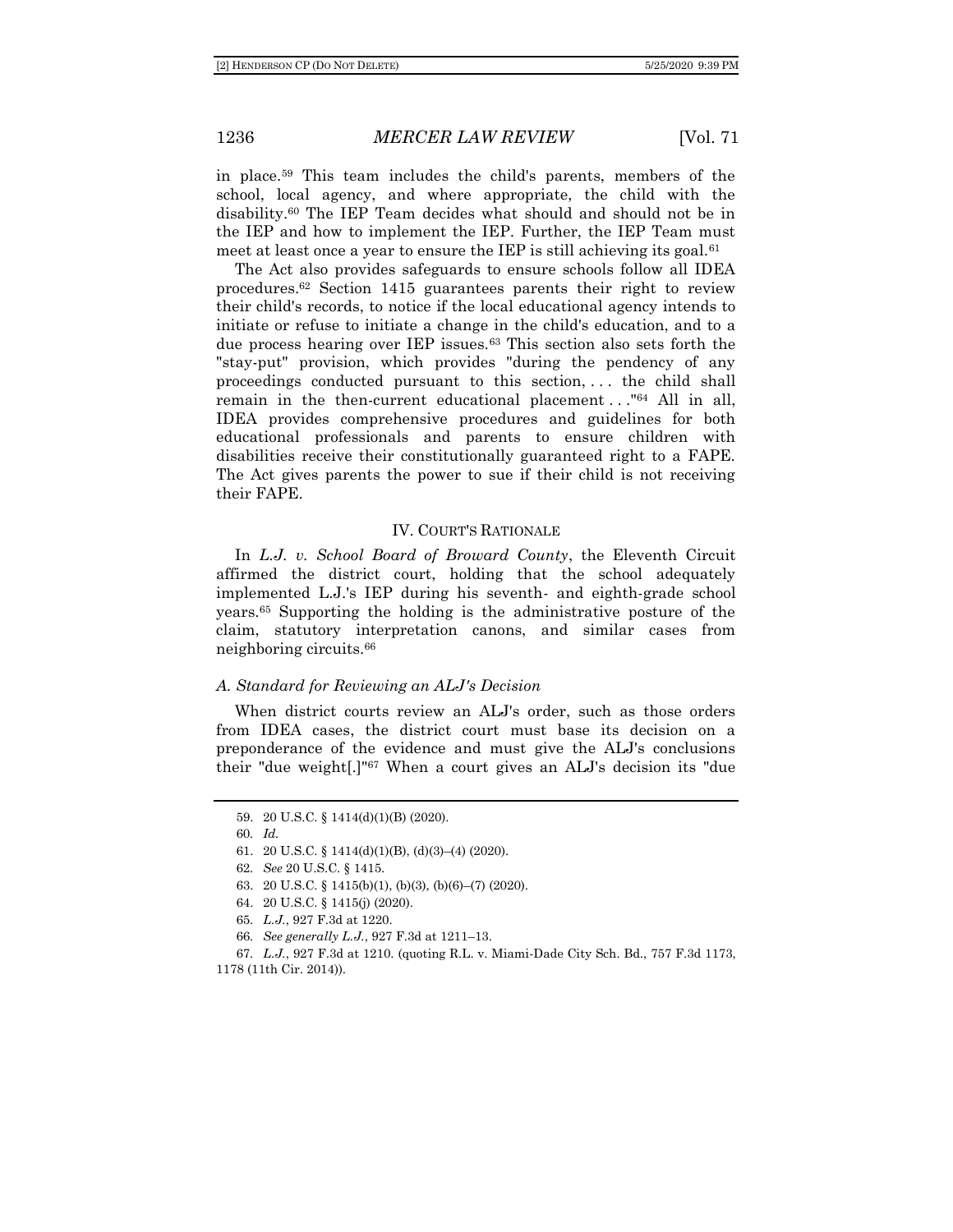in place.[59] This team includes the child's parents, members of the school, local agency, and where appropriate, the child with the disability.[60] The IEP Team decides what should and should not be in the IEP and how to implement the IEP. Further, the IEP Team must meet at least once a year to ensure the IEP is still achieving its goal.[61]

The Act also provides safeguards to ensure schools follow all IDEA procedures.[62] Section 1415 guarantees parents their right to review their child's records, to notice if the local educational agency intends to initiate or refuse to initiate a change in the child's education, and to a due process hearing over IEP issues.[63] This section also sets forth the "stay-put" provision, which provides "during the pendency of any proceedings conducted pursuant to this section, . . . the child shall remain in the then-current educational placement . . ."[64] All in all, IDEA provides comprehensive procedures and guidelines for both educational professionals and parents to ensure children with disabilities receive their constitutionally guaranteed right to a FAPE. The Act gives parents the power to sue if their child is not receiving their FAPE.

## IV. COURT'S RATIONALE

In *L.J. v. School Board of Broward County*, the Eleventh Circuit affirmed the district court, holding that the school adequately implemented L.J.'s IEP during his seventh- and eighth-grade school years.[65] Supporting the holding is the administrative posture of the claim, statutory interpretation canons, and similar cases from neighboring circuits.[66]

### *A. Standard for Reviewing an ALJ's Decision*

When district courts review an ALJ's order, such as those orders from IDEA cases, the district court must base its decision on a preponderance of the evidence and must give the ALJ's conclusions their "due weight[.]"[67] When a court gives an ALJ's decision its "due

---

59. 20 U.S.C. § 1414(d)(1)(B) (2020).

60. *Id.*

61. 20 U.S.C. § 1414(d)(1)(B), (d)(3)–(4) (2020).

62. *See* 20 U.S.C. § 1415.

63. 20 U.S.C. § 1415(b)(1), (b)(3), (b)(6)–(7) (2020).

64. 20 U.S.C. § 1415(j) (2020).

65. *L.J.*, 927 F.3d at 1220.

66. *See generally L.J.*, 927 F.3d at 1211–13.

67. *L.J.*, 927 F.3d at 1210. (quoting R.L. v. Miami-Dade City Sch. Bd., 757 F.3d 1173, 1178 (11th Cir. 2014)).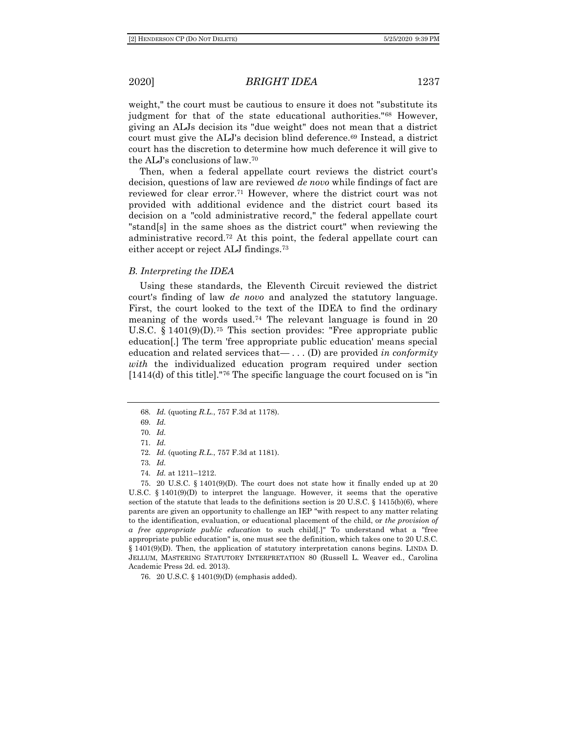weight," the court must be cautious to ensure it does not "substitute its judgment for that of the state educational authorities."[68] However, giving an ALJs decision its "due weight" does not mean that a district court must give the ALJ's decision blind deference.[69] Instead, a district court has the discretion to determine how much deference it will give to the ALJ's conclusions of law.[70]

Then, when a federal appellate court reviews the district court's decision, questions of law are reviewed *de novo* while findings of fact are reviewed for clear error.[71] However, where the district court was not provided with additional evidence and the district court based its decision on a "cold administrative record," the federal appellate court "stand[s] in the same shoes as the district court" when reviewing the administrative record.[72] At this point, the federal appellate court can either accept or reject ALJ findings.[73]

### *B. Interpreting the IDEA*

Using these standards, the Eleventh Circuit reviewed the district court's finding of law *de novo* and analyzed the statutory language. First, the court looked to the text of the IDEA to find the ordinary meaning of the words used.[74] The relevant language is found in 20 U.S.C. § 1401(9)(D).[75] This section provides: "Free appropriate public education[.] The term 'free appropriate public education' means special education and related services that— . . . (D) are provided *in conformity with* the individualized education program required under section [1414(d) of this title]."[76] The specific language the court focused on is "in

---

68. *Id.* (quoting *R.L.*, 757 F.3d at 1178).

69. *Id.*

70. *Id.*

71. *Id.*

72. *Id.* (quoting *R.L.*, 757 F.3d at 1181).

73. *Id.*

74. *Id.* at 1211–1212.

75. 20 U.S.C. § 1401(9)(D). The court does not state how it finally ended up at 20 U.S.C. § 1401(9)(D) to interpret the language. However, it seems that the operative section of the statute that leads to the definitions section is 20 U.S.C. § 1415(b)(6), where parents are given an opportunity to challenge an IEP "with respect to any matter relating to the identification, evaluation, or educational placement of the child, or *the provision of a free appropriate public education* to such child[.]" To understand what a "free appropriate public education" is, one must see the definition, which takes one to 20 U.S.C. § 1401(9)(D). Then, the application of statutory interpretation canons begins. LINDA D. JELLUM, MASTERING STATUTORY INTERPRETATION 80 (Russell L. Weaver ed., Carolina Academic Press 2d. ed. 2013).

76. 20 U.S.C. § 1401(9)(D) (emphasis added).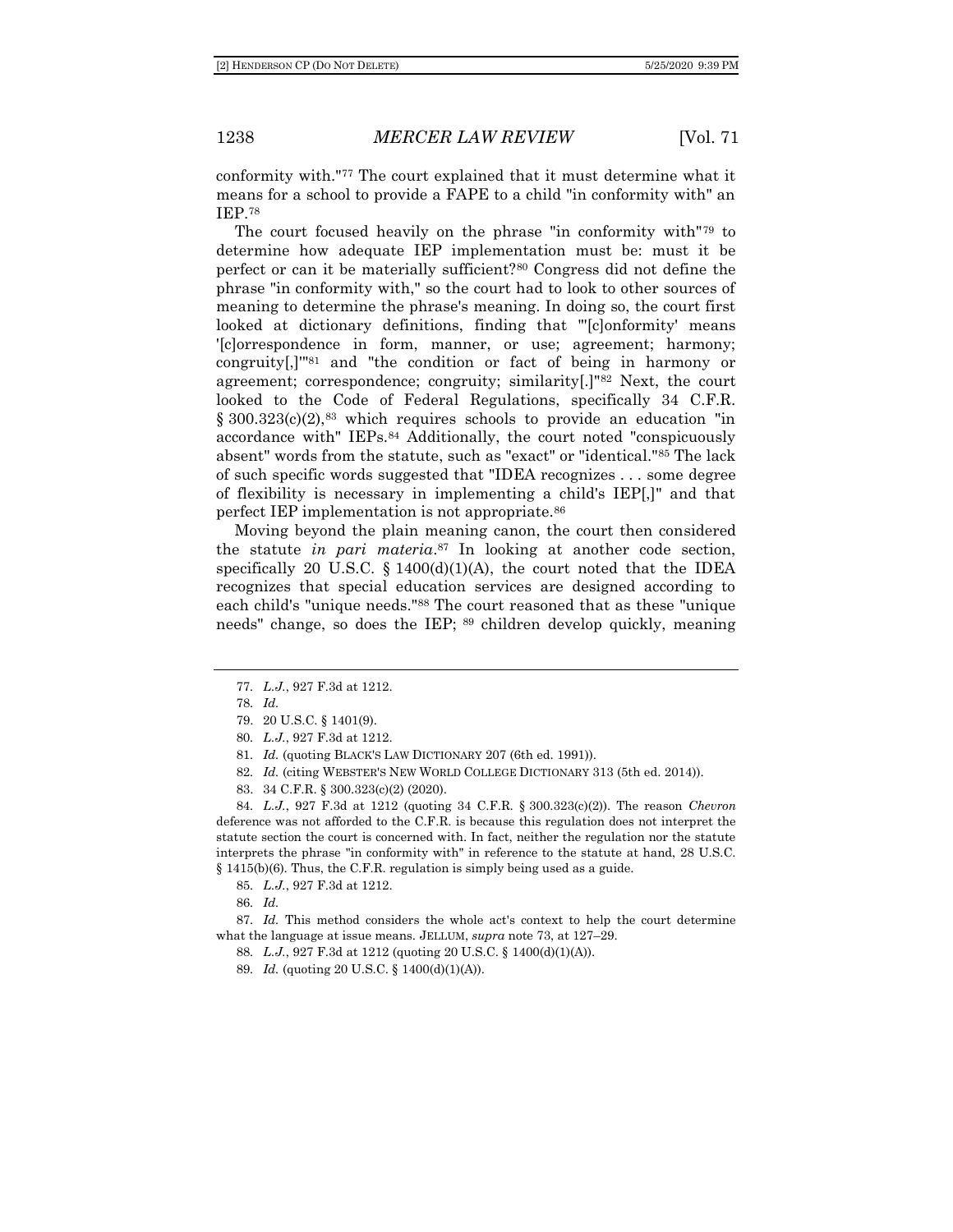conformity with."[77] The court explained that it must determine what it means for a school to provide a FAPE to a child "in conformity with" an IEP.[78]

The court focused heavily on the phrase "in conformity with"[79] to determine how adequate IEP implementation must be: must it be perfect or can it be materially sufficient?[80] Congress did not define the phrase "in conformity with," so the court had to look to other sources of meaning to determine the phrase's meaning. In doing so, the court first looked at dictionary definitions, finding that "'[c]onformity' means '[c]orrespondence in form, manner, or use; agreement; harmony; congruity[,]'"[81] and "the condition or fact of being in harmony or agreement; correspondence; congruity; similarity[.]"[82] Next, the court looked to the Code of Federal Regulations, specifically 34 C.F.R. § 300.323(c)(2),[83] which requires schools to provide an education "in accordance with" IEPs.[84] Additionally, the court noted "conspicuously absent" words from the statute, such as "exact" or "identical."[85] The lack of such specific words suggested that "IDEA recognizes . . . some degree of flexibility is necessary in implementing a child's IEP[,]" and that perfect IEP implementation is not appropriate.[86]

Moving beyond the plain meaning canon, the court then considered the statute *in pari materia*.[87] In looking at another code section, specifically 20 U.S.C. § 1400(d)(1)(A), the court noted that the IDEA recognizes that special education services are designed according to each child's "unique needs."[88] The court reasoned that as these "unique needs" change, so does the IEP; [89] children develop quickly, meaning

---

77. *L.J.*, 927 F.3d at 1212.

78. *Id.*

79. 20 U.S.C. § 1401(9).

80. *L.J.*, 927 F.3d at 1212.

81. *Id.* (quoting BLACK'S LAW DICTIONARY 207 (6th ed. 1991)).

82. *Id.* (citing WEBSTER'S NEW WORLD COLLEGE DICTIONARY 313 (5th ed. 2014)).

83. 34 C.F.R. § 300.323(c)(2) (2020).

84. *L.J.*, 927 F.3d at 1212 (quoting 34 C.F.R. § 300.323(c)(2)). The reason *Chevron* deference was not afforded to the C.F.R. is because this regulation does not interpret the statute section the court is concerned with. In fact, neither the regulation nor the statute interprets the phrase "in conformity with" in reference to the statute at hand, 28 U.S.C. § 1415(b)(6). Thus, the C.F.R. regulation is simply being used as a guide.

85. *L.J.*, 927 F.3d at 1212.

86. *Id.*

87. *Id.* This method considers the whole act's context to help the court determine what the language at issue means. JELLUM, *supra* note 73, at 127–29.

88. *L.J.*, 927 F.3d at 1212 (quoting 20 U.S.C. § 1400(d)(1)(A)).

89. *Id.* (quoting 20 U.S.C. § 1400(d)(1)(A)).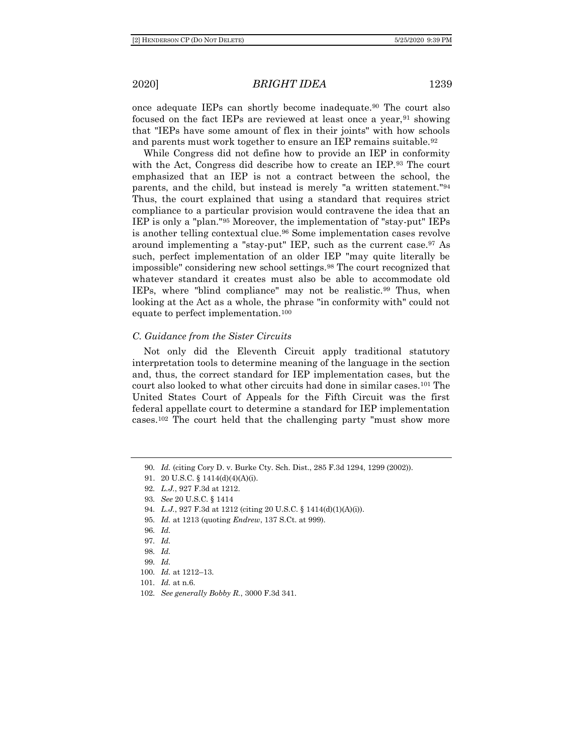once adequate IEPs can shortly become inadequate.[90] The court also focused on the fact IEPs are reviewed at least once a year,[91] showing that "IEPs have some amount of flex in their joints" with how schools and parents must work together to ensure an IEP remains suitable.[92]

While Congress did not define how to provide an IEP in conformity with the Act, Congress did describe how to create an IEP.[93] The court emphasized that an IEP is not a contract between the school, the parents, and the child, but instead is merely "a written statement."[94] Thus, the court explained that using a standard that requires strict compliance to a particular provision would contravene the idea that an IEP is only a "plan."[95] Moreover, the implementation of "stay-put" IEPs is another telling contextual clue.[96] Some implementation cases revolve around implementing a "stay-put" IEP, such as the current case.[97] As such, perfect implementation of an older IEP "may quite literally be impossible" considering new school settings.[98] The court recognized that whatever standard it creates must also be able to accommodate old IEPs, where "blind compliance" may not be realistic.[99] Thus, when looking at the Act as a whole, the phrase "in conformity with" could not equate to perfect implementation.[100]

### *C. Guidance from the Sister Circuits*

Not only did the Eleventh Circuit apply traditional statutory interpretation tools to determine meaning of the language in the section and, thus, the correct standard for IEP implementation cases, but the court also looked to what other circuits had done in similar cases.[101] The United States Court of Appeals for the Fifth Circuit was the first federal appellate court to determine a standard for IEP implementation cases.[102] The court held that the challenging party "must show more

---

90. *Id.* (citing Cory D. v. Burke Cty. Sch. Dist., 285 F.3d 1294, 1299 (2002)).

91. 20 U.S.C. § 1414(d)(4)(A)(i).

92. *L.J.*, 927 F.3d at 1212.

93. *See* 20 U.S.C. § 1414

94. *L.J.*, 927 F.3d at 1212 (citing 20 U.S.C. § 1414(d)(1)(A)(i)).

95. *Id.* at 1213 (quoting *Endrew*, 137 S.Ct. at 999).

96. *Id.*

97. *Id.*

98. *Id.*

99. *Id.*

100. *Id.* at 1212–13.

101. *Id.* at n.6.

102. *See generally Bobby R.*, 3000 F.3d 341.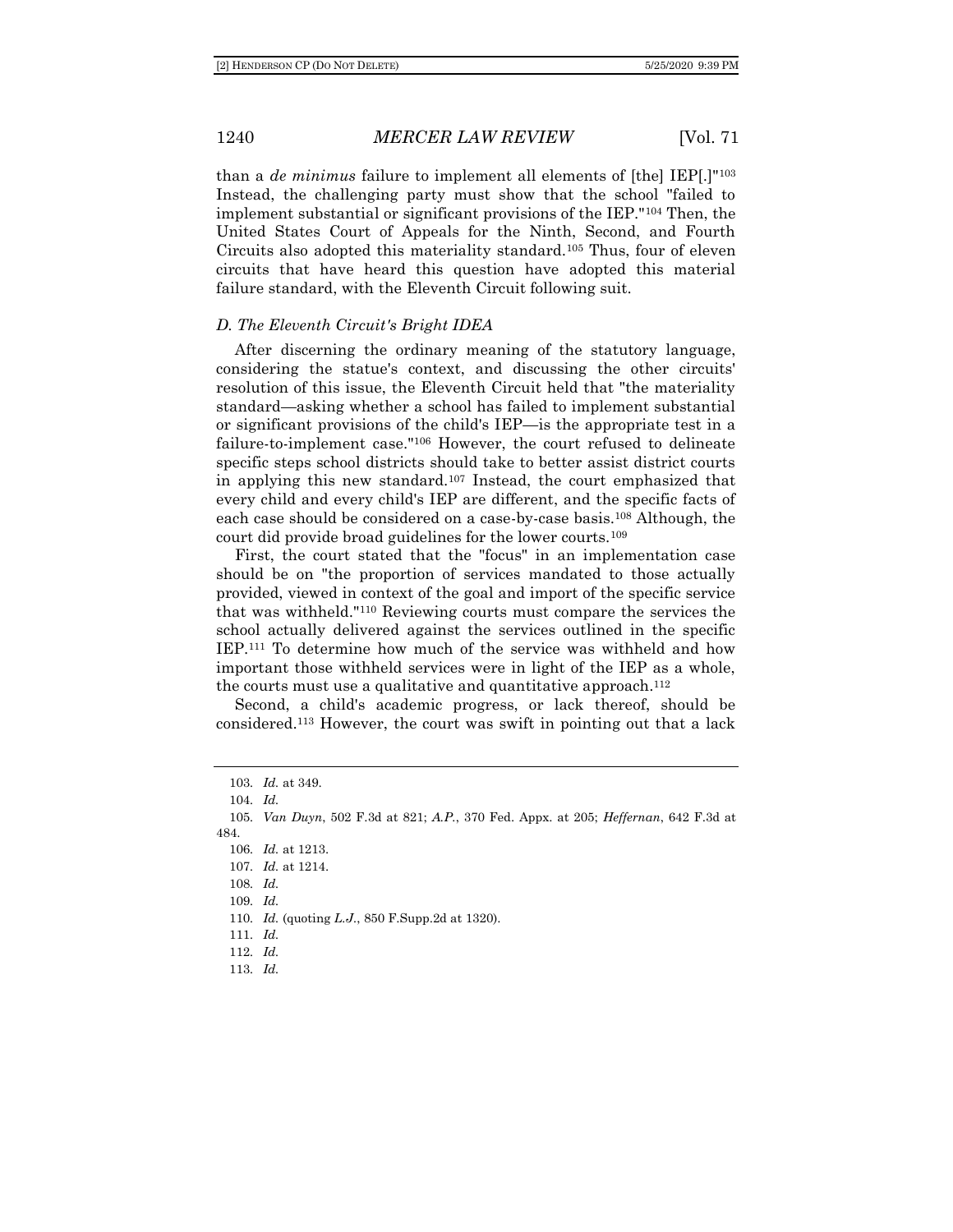than a *de minimus* failure to implement all elements of [the] IEP[.]"[103] Instead, the challenging party must show that the school "failed to implement substantial or significant provisions of the IEP."[104] Then, the United States Court of Appeals for the Ninth, Second, and Fourth Circuits also adopted this materiality standard.[105] Thus, four of eleven circuits that have heard this question have adopted this material failure standard, with the Eleventh Circuit following suit.

### *D. The Eleventh Circuit's Bright IDEA*

After discerning the ordinary meaning of the statutory language, considering the statue's context, and discussing the other circuits' resolution of this issue, the Eleventh Circuit held that "the materiality standard—asking whether a school has failed to implement substantial or significant provisions of the child's IEP—is the appropriate test in a failure-to-implement case."[106] However, the court refused to delineate specific steps school districts should take to better assist district courts in applying this new standard.[107] Instead, the court emphasized that every child and every child's IEP are different, and the specific facts of each case should be considered on a case-by-case basis.[108] Although, the court did provide broad guidelines for the lower courts.[109]

First, the court stated that the "focus" in an implementation case should be on "the proportion of services mandated to those actually provided, viewed in context of the goal and import of the specific service that was withheld."[110] Reviewing courts must compare the services the school actually delivered against the services outlined in the specific IEP.[111] To determine how much of the service was withheld and how important those withheld services were in light of the IEP as a whole, the courts must use a qualitative and quantitative approach.[112]

Second, a child's academic progress, or lack thereof, should be considered.[113] However, the court was swift in pointing out that a lack

---

103. *Id.* at 349.

104. *Id.*

105. *Van Duyn*, 502 F.3d at 821; *A.P.*, 370 Fed. Appx. at 205; *Heffernan*, 642 F.3d at 484.

106. *Id.* at 1213.

107. *Id.* at 1214.

108. *Id.*

109. *Id.*

110. *Id.* (quoting *L.J.*, 850 F.Supp.2d at 1320).

111. *Id.*

112. *Id.*

113. *Id.*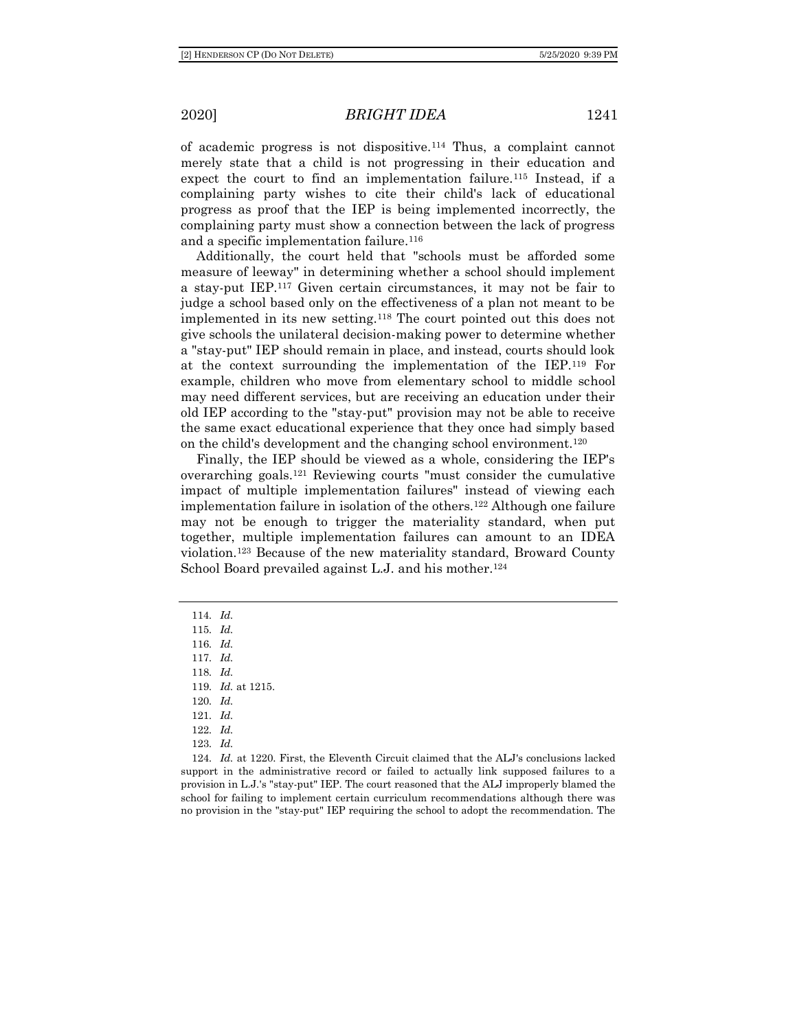of academic progress is not dispositive.[114] Thus, a complaint cannot merely state that a child is not progressing in their education and expect the court to find an implementation failure.[115] Instead, if a complaining party wishes to cite their child's lack of educational progress as proof that the IEP is being implemented incorrectly, the complaining party must show a connection between the lack of progress and a specific implementation failure.[116]

Additionally, the court held that "schools must be afforded some measure of leeway" in determining whether a school should implement a stay-put IEP.[117] Given certain circumstances, it may not be fair to judge a school based only on the effectiveness of a plan not meant to be implemented in its new setting.[118] The court pointed out this does not give schools the unilateral decision-making power to determine whether a "stay-put" IEP should remain in place, and instead, courts should look at the context surrounding the implementation of the IEP.[119] For example, children who move from elementary school to middle school may need different services, but are receiving an education under their old IEP according to the "stay-put" provision may not be able to receive the same exact educational experience that they once had simply based on the child's development and the changing school environment.[120]

Finally, the IEP should be viewed as a whole, considering the IEP's overarching goals.[121] Reviewing courts "must consider the cumulative impact of multiple implementation failures" instead of viewing each implementation failure in isolation of the others.[122] Although one failure may not be enough to trigger the materiality standard, when put together, multiple implementation failures can amount to an IDEA violation.[123] Because of the new materiality standard, Broward County School Board prevailed against L.J. and his mother.[124]

---

114. *Id.*

115. *Id.*

116. *Id.*

117. *Id.*

118. *Id.*

119. *Id.* at 1215.

120. *Id.*

121. *Id.*

122. *Id.*

123. *Id.*

124. *Id.* at 1220. First, the Eleventh Circuit claimed that the ALJ's conclusions lacked support in the administrative record or failed to actually link supposed failures to a provision in L.J.'s "stay-put" IEP. The court reasoned that the ALJ improperly blamed the school for failing to implement certain curriculum recommendations although there was no provision in the "stay-put" IEP requiring the school to adopt the recommendation. The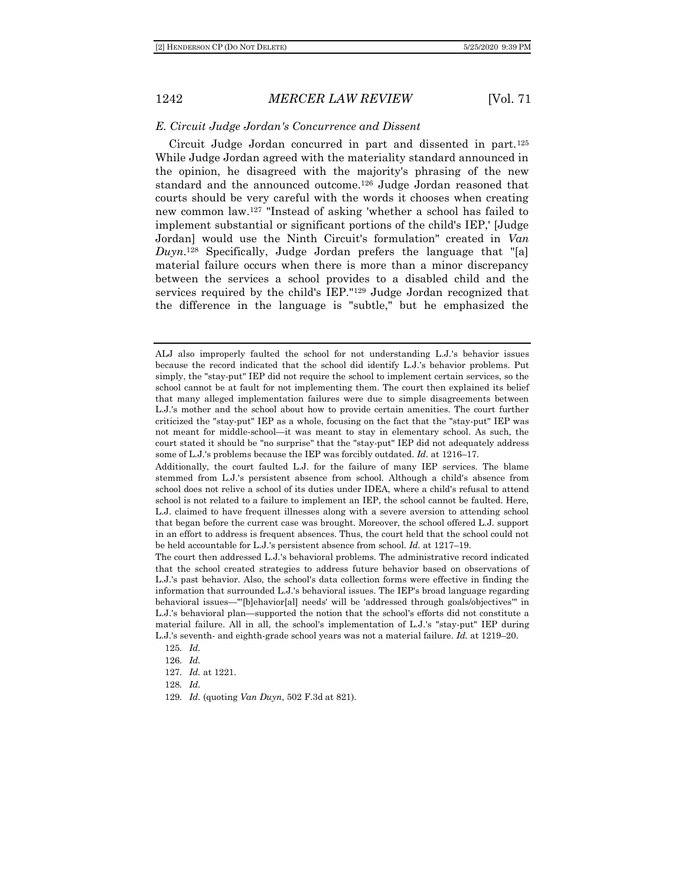### *E. Circuit Judge Jordan's Concurrence and Dissent*

Circuit Judge Jordan concurred in part and dissented in part.[125] While Judge Jordan agreed with the materiality standard announced in the opinion, he disagreed with the majority's phrasing of the new standard and the announced outcome.[126] Judge Jordan reasoned that courts should be very careful with the words it chooses when creating new common law.[127] "Instead of asking 'whether a school has failed to implement substantial or significant portions of the child's IEP,' [Judge Jordan] would use the Ninth Circuit's formulation" created in *Van Duyn*.[128] Specifically, Judge Jordan prefers the language that "[a] material failure occurs when there is more than a minor discrepancy between the services a school provides to a disabled child and the services required by the child's IEP."[129] Judge Jordan recognized that the difference in the language is "subtle," but he emphasized the

---

ALJ also improperly faulted the school for not understanding L.J.'s behavior issues because the record indicated that the school did identify L.J.'s behavior problems. Put simply, the "stay-put" IEP did not require the school to implement certain services, so the school cannot be at fault for not implementing them. The court then explained its belief that many alleged implementation failures were due to simple disagreements between L.J.'s mother and the school about how to provide certain amenities. The court further criticized the "stay-put" IEP as a whole, focusing on the fact that the "stay-put" IEP was not meant for middle-school—it was meant to stay in elementary school. As such, the court stated it should be "no surprise" that the "stay-put" IEP did not adequately address some of L.J.'s problems because the IEP was forcibly outdated. *Id.* at 1216–17.

Additionally, the court faulted L.J. for the failure of many IEP services. The blame stemmed from L.J.'s persistent absence from school. Although a child's absence from school does not relive a school of its duties under IDEA, where a child's refusal to attend school is not related to a failure to implement an IEP, the school cannot be faulted. Here, L.J. claimed to have frequent illnesses along with a severe aversion to attending school that began before the current case was brought. Moreover, the school offered L.J. support in an effort to address is frequent absences. Thus, the court held that the school could not be held accountable for L.J.'s persistent absence from school. *Id.* at 1217–19.

The court then addressed L.J.'s behavioral problems. The administrative record indicated that the school created strategies to address future behavior based on observations of L.J.'s past behavior. Also, the school's data collection forms were effective in finding the information that surrounded L.J.'s behavioral issues. The IEP's broad language regarding behavioral issues—"'[b]ehavior[al] needs' will be 'addressed through goals/objectives'" in L.J.'s behavioral plan—supported the notion that the school's efforts did not constitute a material failure. All in all, the school's implementation of L.J.'s "stay-put" IEP during L.J.'s seventh- and eighth-grade school years was not a material failure. *Id.* at 1219–20.

125. *Id.*

126. *Id.*

127. *Id.* at 1221.

128. *Id.*

129. *Id.* (quoting *Van Duyn*, 502 F.3d at 821).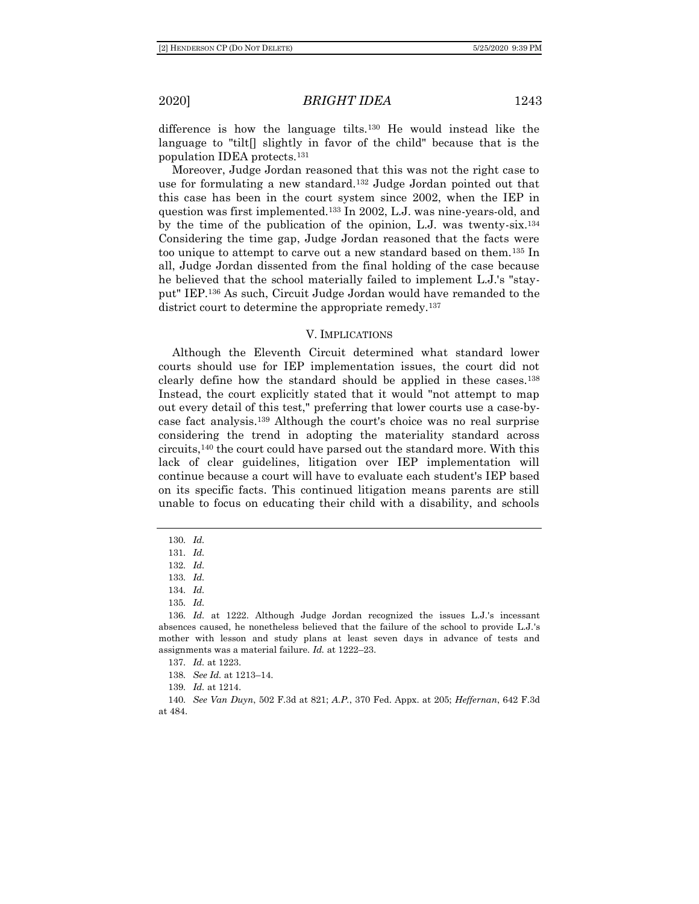difference is how the language tilts.[130] He would instead like the language to "tilt[] slightly in favor of the child" because that is the population IDEA protects.[131]

Moreover, Judge Jordan reasoned that this was not the right case to use for formulating a new standard.[132] Judge Jordan pointed out that this case has been in the court system since 2002, when the IEP in question was first implemented.[133] In 2002, L.J. was nine-years-old, and by the time of the publication of the opinion, L.J. was twenty-six.[134] Considering the time gap, Judge Jordan reasoned that the facts were too unique to attempt to carve out a new standard based on them.[135] In all, Judge Jordan dissented from the final holding of the case because he believed that the school materially failed to implement L.J.'s "stay-put" IEP.[136] As such, Circuit Judge Jordan would have remanded to the district court to determine the appropriate remedy.[137]

## V. IMPLICATIONS

Although the Eleventh Circuit determined what standard lower courts should use for IEP implementation issues, the court did not clearly define how the standard should be applied in these cases.[138] Instead, the court explicitly stated that it would "not attempt to map out every detail of this test," preferring that lower courts use a case-by-case fact analysis.[139] Although the court's choice was no real surprise considering the trend in adopting the materiality standard across circuits,[140] the court could have parsed out the standard more. With this lack of clear guidelines, litigation over IEP implementation will continue because a court will have to evaluate each student's IEP based on its specific facts. This continued litigation means parents are still unable to focus on educating their child with a disability, and schools

---

130. *Id.*

131. *Id.*

132. *Id.*

133. *Id.*

134. *Id.*

135. *Id.*

136. *Id.* at 1222. Although Judge Jordan recognized the issues L.J.'s incessant absences caused, he nonetheless believed that the failure of the school to provide L.J.'s mother with lesson and study plans at least seven days in advance of tests and assignments was a material failure. *Id.* at 1222–23.

137. *Id.* at 1223.

138. *See Id.* at 1213–14.

139. *Id.* at 1214.

140. *See Van Duyn*, 502 F.3d at 821; *A.P.*, 370 Fed. Appx. at 205; *Heffernan*, 642 F.3d at 484.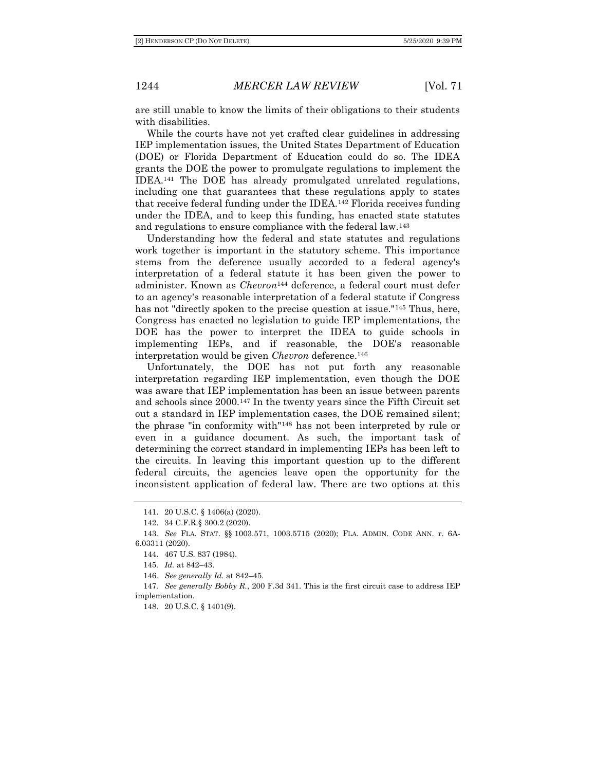are still unable to know the limits of their obligations to their students with disabilities.

While the courts have not yet crafted clear guidelines in addressing IEP implementation issues, the United States Department of Education (DOE) or Florida Department of Education could do so. The IDEA grants the DOE the power to promulgate regulations to implement the IDEA.[141] The DOE has already promulgated unrelated regulations, including one that guarantees that these regulations apply to states that receive federal funding under the IDEA.[142] Florida receives funding under the IDEA, and to keep this funding, has enacted state statutes and regulations to ensure compliance with the federal law.[143]

Understanding how the federal and state statutes and regulations work together is important in the statutory scheme. This importance stems from the deference usually accorded to a federal agency's interpretation of a federal statute it has been given the power to administer. Known as *Chevron*[144] deference, a federal court must defer to an agency's reasonable interpretation of a federal statute if Congress has not "directly spoken to the precise question at issue."[145] Thus, here, Congress has enacted no legislation to guide IEP implementations, the DOE has the power to interpret the IDEA to guide schools in implementing IEPs, and if reasonable, the DOE's reasonable interpretation would be given *Chevron* deference.[146]

Unfortunately, the DOE has not put forth any reasonable interpretation regarding IEP implementation, even though the DOE was aware that IEP implementation has been an issue between parents and schools since 2000.[147] In the twenty years since the Fifth Circuit set out a standard in IEP implementation cases, the DOE remained silent; the phrase "in conformity with"[148] has not been interpreted by rule or even in a guidance document. As such, the important task of determining the correct standard in implementing IEPs has been left to the circuits. In leaving this important question up to the different federal circuits, the agencies leave open the opportunity for the inconsistent application of federal law. There are two options at this

---

141. 20 U.S.C. § 1406(a) (2020).

142. 34 C.F.R.§ 300.2 (2020).

143. *See* FLA. STAT. §§ 1003.571, 1003.5715 (2020); FLA. ADMIN. CODE ANN. r. 6A-6.03311 (2020).

144. 467 U.S. 837 (1984).

145. *Id.* at 842–43.

146. *See generally Id.* at 842–45.

147. *See generally Bobby R.*, 200 F.3d 341. This is the first circuit case to address IEP implementation.

148. 20 U.S.C. § 1401(9).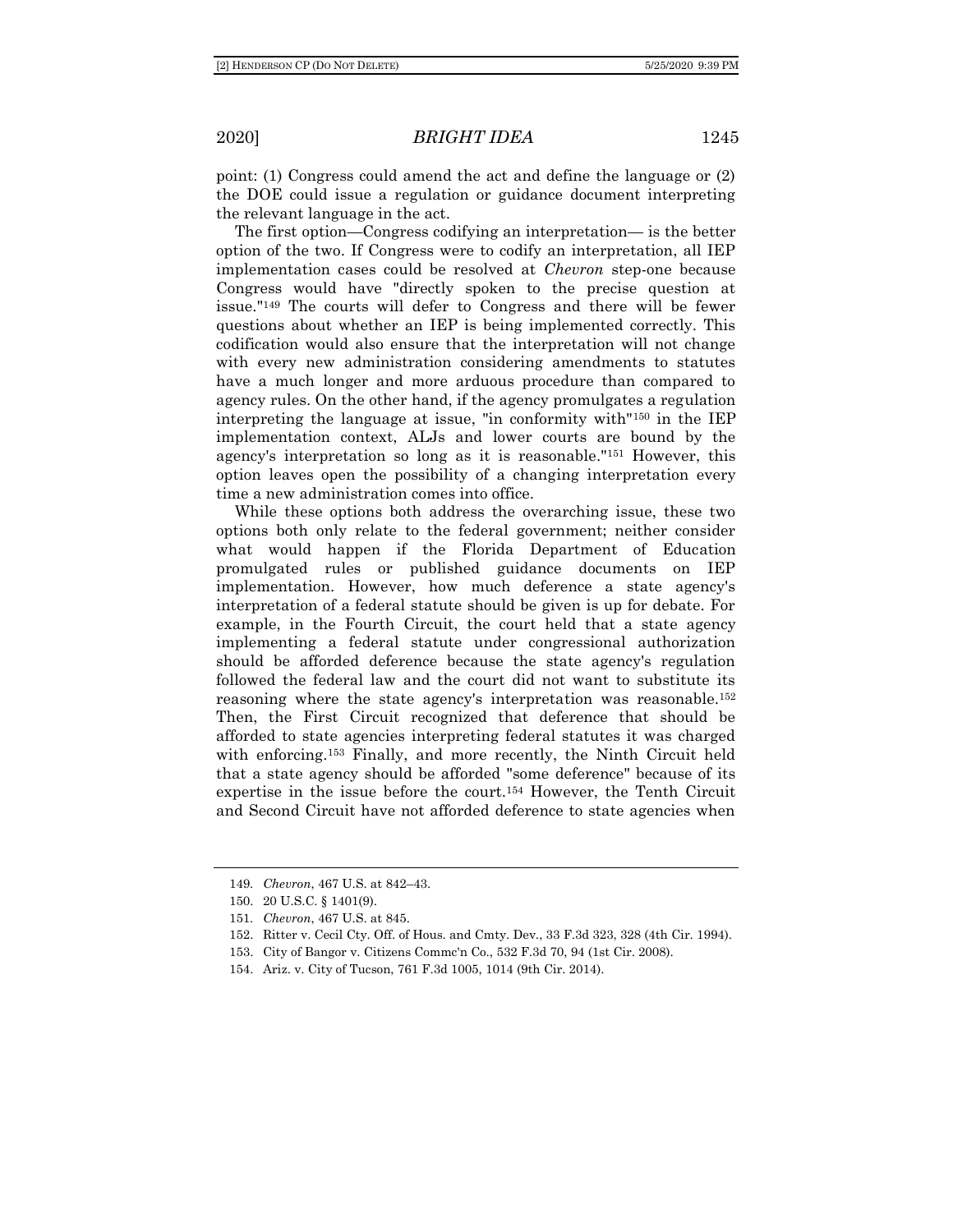point: (1) Congress could amend the act and define the language or (2) the DOE could issue a regulation or guidance document interpreting the relevant language in the act.

The first option—Congress codifying an interpretation— is the better option of the two. If Congress were to codify an interpretation, all IEP implementation cases could be resolved at *Chevron* step-one because Congress would have "directly spoken to the precise question at issue."[149] The courts will defer to Congress and there will be fewer questions about whether an IEP is being implemented correctly. This codification would also ensure that the interpretation will not change with every new administration considering amendments to statutes have a much longer and more arduous procedure than compared to agency rules. On the other hand, if the agency promulgates a regulation interpreting the language at issue, "in conformity with"[150] in the IEP implementation context, ALJs and lower courts are bound by the agency's interpretation so long as it is reasonable."[151] However, this option leaves open the possibility of a changing interpretation every time a new administration comes into office.

While these options both address the overarching issue, these two options both only relate to the federal government; neither consider what would happen if the Florida Department of Education promulgated rules or published guidance documents on IEP implementation. However, how much deference a state agency's interpretation of a federal statute should be given is up for debate. For example, in the Fourth Circuit, the court held that a state agency implementing a federal statute under congressional authorization should be afforded deference because the state agency's regulation followed the federal law and the court did not want to substitute its reasoning where the state agency's interpretation was reasonable.[152] Then, the First Circuit recognized that deference that should be afforded to state agencies interpreting federal statutes it was charged with enforcing.[153] Finally, and more recently, the Ninth Circuit held that a state agency should be afforded "some deference" because of its expertise in the issue before the court.[154] However, the Tenth Circuit and Second Circuit have not afforded deference to state agencies when

---

149. *Chevron*, 467 U.S. at 842–43.

150. 20 U.S.C. § 1401(9).

151. *Chevron*, 467 U.S. at 845.

152. Ritter v. Cecil Cty. Off. of Hous. and Cmty. Dev., 33 F.3d 323, 328 (4th Cir. 1994).

153. City of Bangor v. Citizens Commc'n Co., 532 F.3d 70, 94 (1st Cir. 2008).

154. Ariz. v. City of Tucson, 761 F.3d 1005, 1014 (9th Cir. 2014).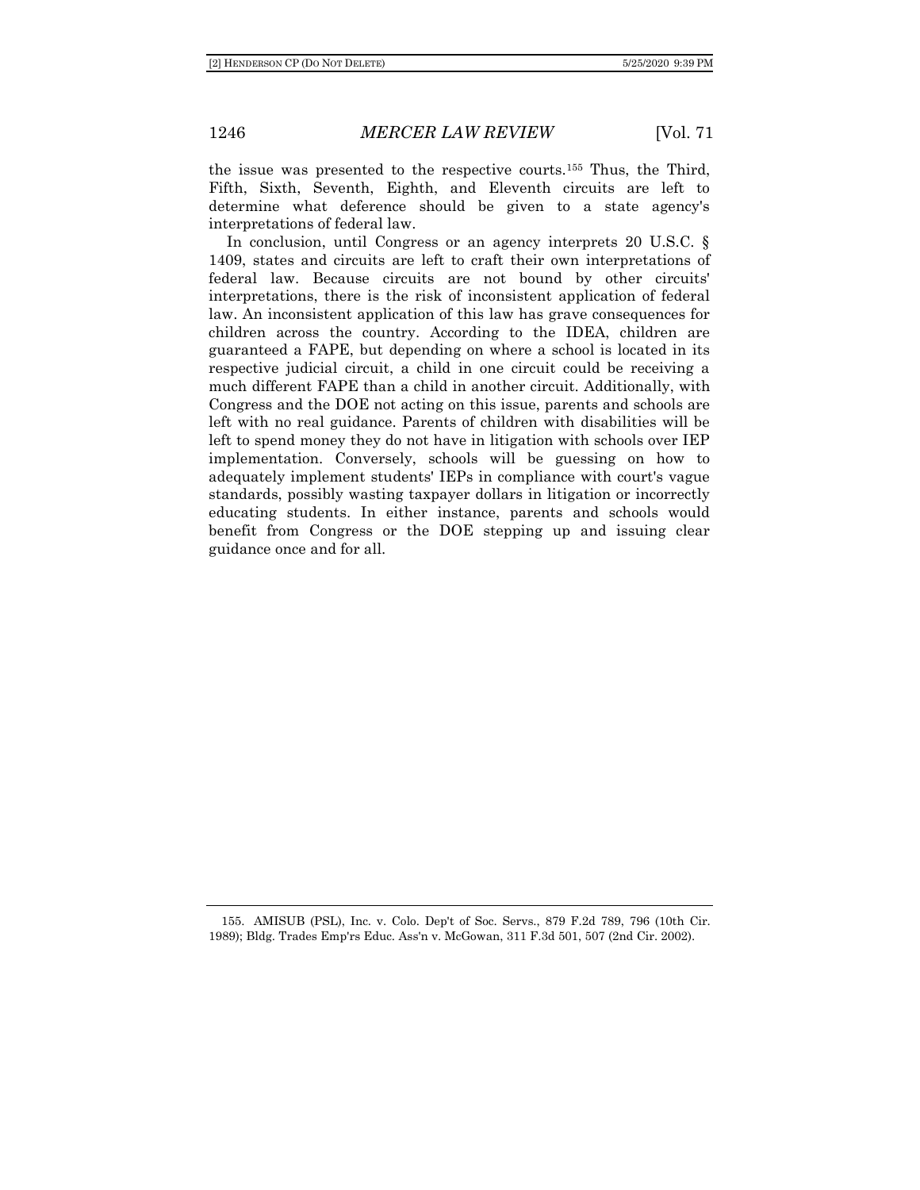the issue was presented to the respective courts.[155] Thus, the Third, Fifth, Sixth, Seventh, Eighth, and Eleventh circuits are left to determine what deference should be given to a state agency's interpretations of federal law.

In conclusion, until Congress or an agency interprets 20 U.S.C. § 1409, states and circuits are left to craft their own interpretations of federal law. Because circuits are not bound by other circuits' interpretations, there is the risk of inconsistent application of federal law. An inconsistent application of this law has grave consequences for children across the country. According to the IDEA, children are guaranteed a FAPE, but depending on where a school is located in its respective judicial circuit, a child in one circuit could be receiving a much different FAPE than a child in another circuit. Additionally, with Congress and the DOE not acting on this issue, parents and schools are left with no real guidance. Parents of children with disabilities will be left to spend money they do not have in litigation with schools over IEP implementation. Conversely, schools will be guessing on how to adequately implement students' IEPs in compliance with court's vague standards, possibly wasting taxpayer dollars in litigation or incorrectly educating students. In either instance, parents and schools would benefit from Congress or the DOE stepping up and issuing clear guidance once and for all.

155. AMISUB (PSL), Inc. v. Colo. Dep't of Soc. Servs., 879 F.2d 789, 796 (10th Cir. 1989); Bldg. Trades Emp'rs Educ. Ass'n v. McGowan, 311 F.3d 501, 507 (2nd Cir. 2002).